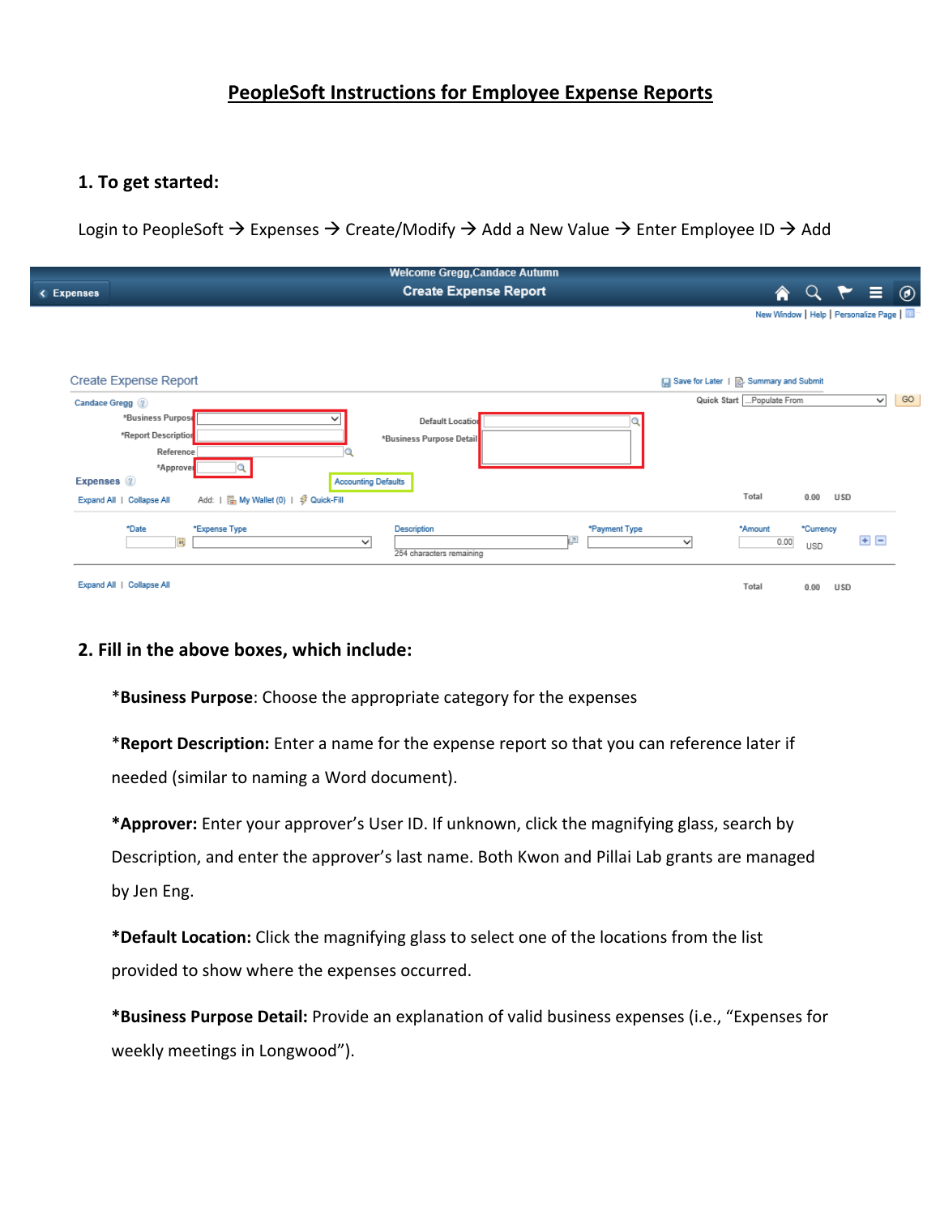# PeopleSoft Instructions for Employee Expense Reports

## 1. To get started:

Login to PeopleSoft → Expenses → Create/Modify → Add a New Value → Enter Employee ID → Add

## 2. Fill in the above boxes, which include:

*__Business Purpose__: Choose the appropriate category for the expenses

*__Report Description:__ Enter a name for the expense report so that you can reference later if needed (similar to naming a Word document).

__*Approver:__ Enter your approver's User ID. If unknown, click the magnifying glass, search by Description, and enter the approver's last name. Both Kwon and Pillai Lab grants are managed by Jen Eng.

__*Default Location:__ Click the magnifying glass to select one of the locations from the list provided to show where the expenses occurred.

__*Business Purpose Detail:__ Provide an explanation of valid business expenses (i.e., "Expenses for weekly meetings in Longwood").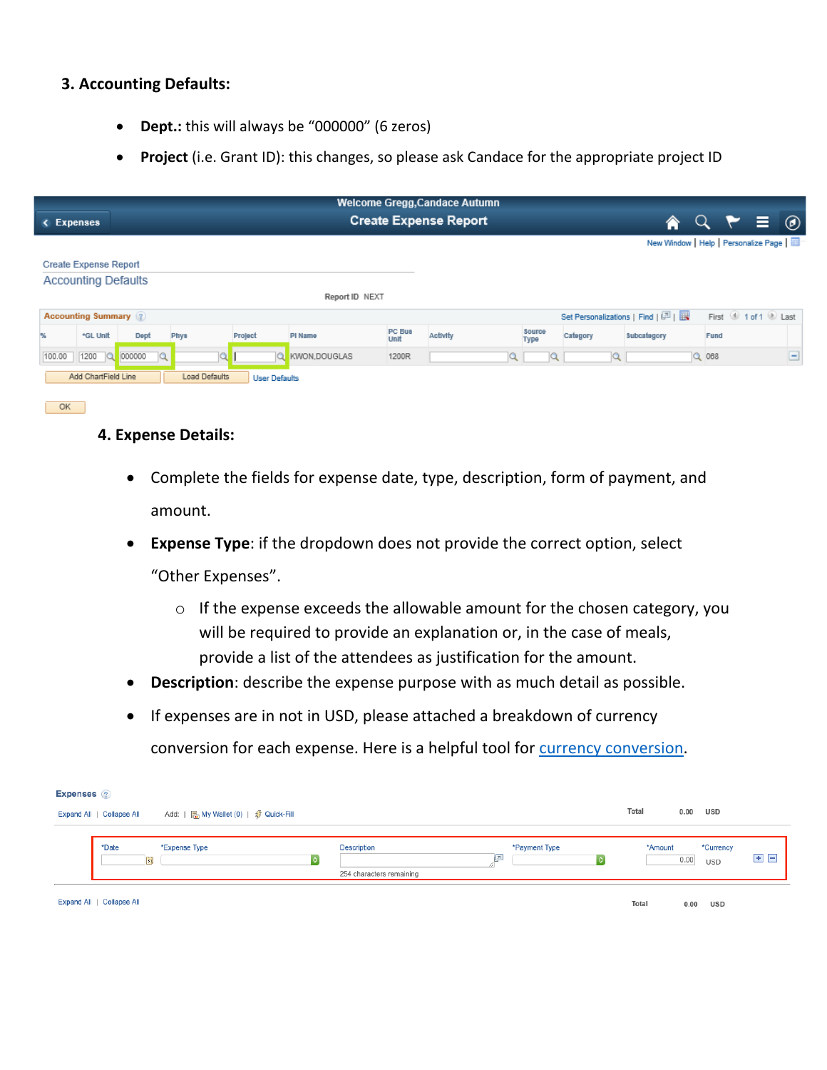### 3. Accounting Defaults:

- **Dept.:** this will always be "000000" (6 zeros)
- **Project** (i.e. Grant ID): this changes, so please ask Candace for the appropriate project ID

### 4. Expense Details:

- Complete the fields for expense date, type, description, form of payment, and amount.
- **Expense Type**: if the dropdown does not provide the correct option, select "Other Expenses".
  - If the expense exceeds the allowable amount for the chosen category, you will be required to provide an explanation or, in the case of meals, provide a list of the attendees as justification for the amount.
- **Description**: describe the expense purpose with as much detail as possible.
- If expenses are in not in USD, please attached a breakdown of currency conversion for each expense. Here is a helpful tool for currency conversion.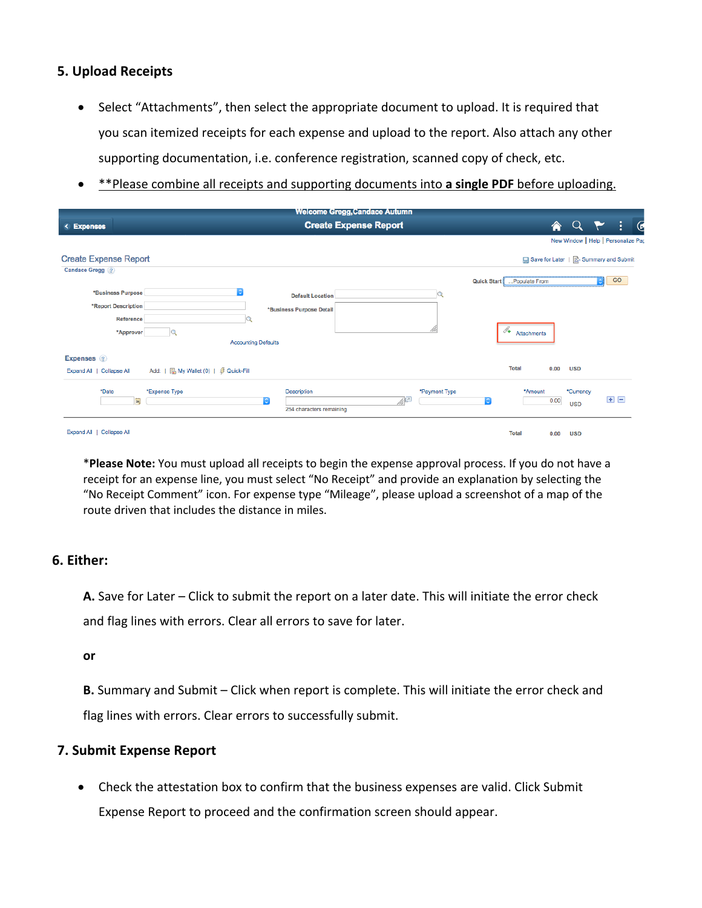## 5. Upload Receipts

- Select "Attachments", then select the appropriate document to upload. It is required that you scan itemized receipts for each expense and upload to the report. Also attach any other supporting documentation, i.e. conference registration, scanned copy of check, etc.
- <u>**Please combine all receipts and supporting documents into **a single PDF** before uploading.</u>

*__Please Note:__ You must upload all receipts to begin the expense approval process. If you do not have a receipt for an expense line, you must select "No Receipt" and provide an explanation by selecting the "No Receipt Comment" icon. For expense type "Mileage", please upload a screenshot of a map of the route driven that includes the distance in miles.

## 6. Either:

**A.** Save for Later – Click to submit the report on a later date. This will initiate the error check and flag lines with errors. Clear all errors to save for later.

**or**

**B.** Summary and Submit – Click when report is complete. This will initiate the error check and flag lines with errors. Clear errors to successfully submit.

## 7. Submit Expense Report

- Check the attestation box to confirm that the business expenses are valid. Click Submit Expense Report to proceed and the confirmation screen should appear.